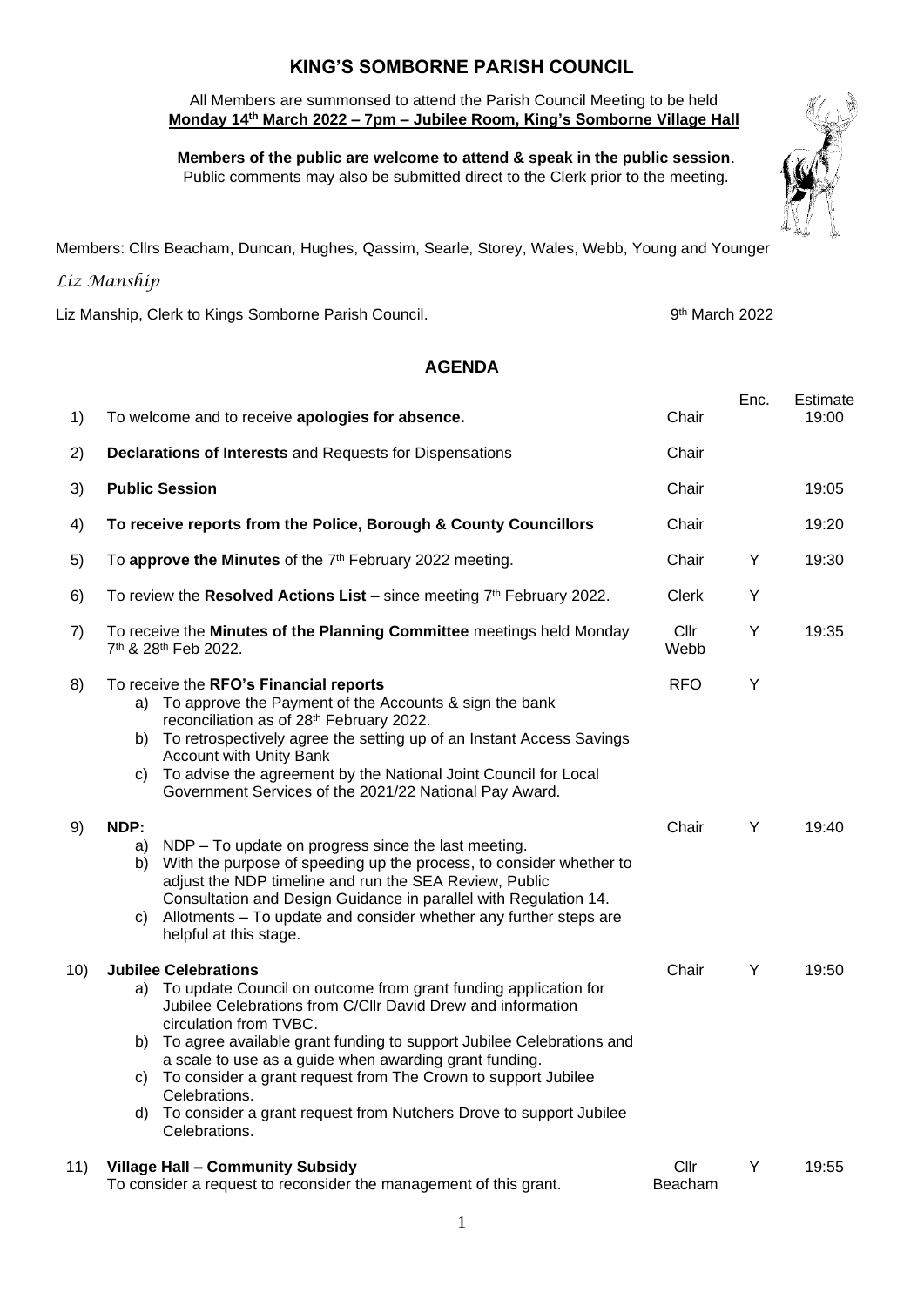# KING'S SOMBORNE PARISH COUNCIL

All Members are summonsed to attend the Parish Council Meeting to be held
**Monday 14th March 2022 – 7pm – Jubilee Room, King's Somborne Village Hall**

**Members of the public are welcome to attend & speak in the public session**.
Public comments may also be submitted direct to the Clerk prior to the meeting.

Members: Cllrs Beacham, Duncan, Hughes, Qassim, Searle, Storey, Wales, Webb, Young and Younger

*Liz Manship*

Liz Manship, Clerk to Kings Somborne Parish Council. 9th March 2022

## AGENDA

| | | | Enc. | Estimate |
|---|---|---|---|---|
| 1) | To welcome and to receive **apologies for absence.** | Chair | | 19:00 |
| 2) | **Declarations of Interests** and Requests for Dispensations | Chair | | |
| 3) | **Public Session** | Chair | | 19:05 |
| 4) | **To receive reports from the Police, Borough & County Councillors** | Chair | | 19:20 |
| 5) | To **approve the Minutes** of the 7th February 2022 meeting. | Chair | Y | 19:30 |
| 6) | To review the **Resolved Actions List** – since meeting 7th February 2022. | Clerk | Y | |
| 7) | To receive the **Minutes of the Planning Committee** meetings held Monday 7th & 28th Feb 2022. | Cllr Webb | Y | 19:35 |
| 8) | To receive the **RFO's Financial reports**<br>a) To approve the Payment of the Accounts & sign the bank reconciliation as of 28th February 2022.<br>b) To retrospectively agree the setting up of an Instant Access Savings Account with Unity Bank<br>c) To advise the agreement by the National Joint Council for Local Government Services of the 2021/22 National Pay Award. | RFO | Y | |
| 9) | **NDP:**<br>a) NDP – To update on progress since the last meeting.<br>b) With the purpose of speeding up the process, to consider whether to adjust the NDP timeline and run the SEA Review, Public Consultation and Design Guidance in parallel with Regulation 14.<br>c) Allotments – To update and consider whether any further steps are helpful at this stage. | Chair | Y | 19:40 |
| 10) | **Jubilee Celebrations**<br>a) To update Council on outcome from grant funding application for Jubilee Celebrations from C/Cllr David Drew and information circulation from TVBC.<br>b) To agree available grant funding to support Jubilee Celebrations and a scale to use as a guide when awarding grant funding.<br>c) To consider a grant request from The Crown to support Jubilee Celebrations.<br>d) To consider a grant request from Nutchers Drove to support Jubilee Celebrations. | Chair | Y | 19:50 |
| 11) | **Village Hall – Community Subsidy**<br>To consider a request to reconsider the management of this grant. | Cllr Beacham | Y | 19:55 |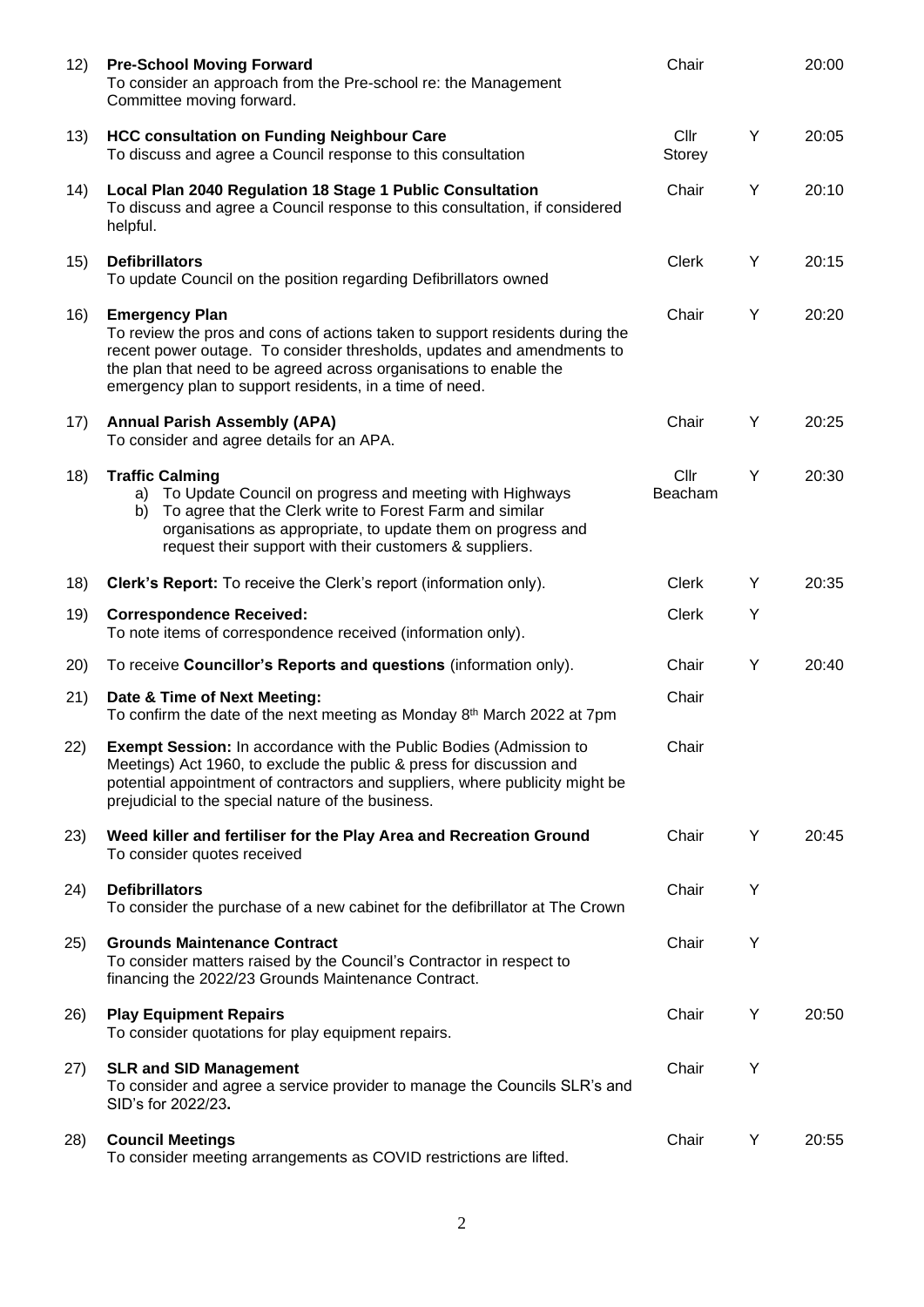| | | | | |
|---|---|---|---|---|
| 12) | **Pre-School Moving Forward**<br>To consider an approach from the Pre-school re: the Management Committee moving forward. | Chair | | 20:00 |
| 13) | **HCC consultation on Funding Neighbour Care**<br>To discuss and agree a Council response to this consultation | Cllr Storey | Y | 20:05 |
| 14) | **Local Plan 2040 Regulation 18 Stage 1 Public Consultation**<br>To discuss and agree a Council response to this consultation, if considered helpful. | Chair | Y | 20:10 |
| 15) | **Defibrillators**<br>To update Council on the position regarding Defibrillators owned | Clerk | Y | 20:15 |
| 16) | **Emergency Plan**<br>To review the pros and cons of actions taken to support residents during the recent power outage. To consider thresholds, updates and amendments to the plan that need to be agreed across organisations to enable the emergency plan to support residents, in a time of need. | Chair | Y | 20:20 |
| 17) | **Annual Parish Assembly (APA)**<br>To consider and agree details for an APA. | Chair | Y | 20:25 |
| 18) | **Traffic Calming**<br>a) To Update Council on progress and meeting with Highways<br>b) To agree that the Clerk write to Forest Farm and similar organisations as appropriate, to update them on progress and request their support with their customers & suppliers. | Cllr Beacham | Y | 20:30 |
| 18) | **Clerk's Report:** To receive the Clerk's report (information only). | Clerk | Y | 20:35 |
| 19) | **Correspondence Received:**<br>To note items of correspondence received (information only). | Clerk | Y | |
| 20) | To receive **Councillor's Reports and questions** (information only). | Chair | Y | 20:40 |
| 21) | **Date & Time of Next Meeting:**<br>To confirm the date of the next meeting as Monday 8th March 2022 at 7pm | Chair | | |
| 22) | **Exempt Session:** In accordance with the Public Bodies (Admission to Meetings) Act 1960, to exclude the public & press for discussion and potential appointment of contractors and suppliers, where publicity might be prejudicial to the special nature of the business. | Chair | | |
| 23) | **Weed killer and fertiliser for the Play Area and Recreation Ground**<br>To consider quotes received | Chair | Y | 20:45 |
| 24) | **Defibrillators**<br>To consider the purchase of a new cabinet for the defibrillator at The Crown | Chair | Y | |
| 25) | **Grounds Maintenance Contract**<br>To consider matters raised by the Council's Contractor in respect to financing the 2022/23 Grounds Maintenance Contract. | Chair | Y | |
| 26) | **Play Equipment Repairs**<br>To consider quotations for play equipment repairs. | Chair | Y | 20:50 |
| 27) | **SLR and SID Management**<br>To consider and agree a service provider to manage the Councils SLR's and SID's for 2022/23**.** | Chair | Y | |
| 28) | **Council Meetings**<br>To consider meeting arrangements as COVID restrictions are lifted. | Chair | Y | 20:55 |